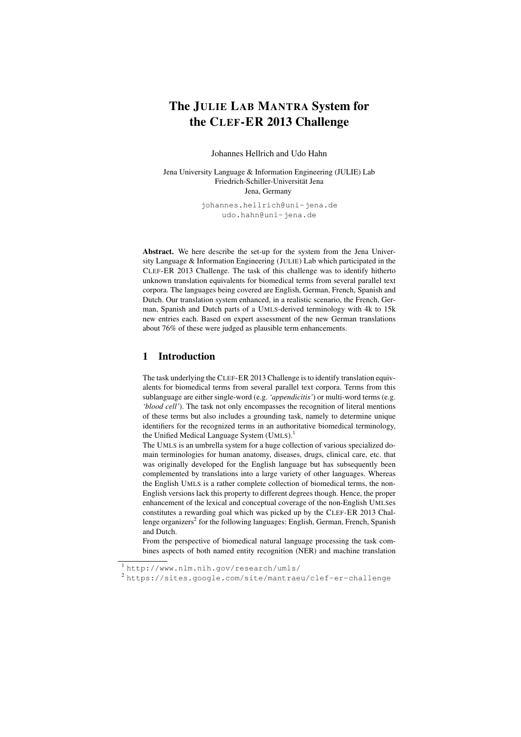# The JULIE LAB MANTRA System for the CLEF-ER 2013 Challenge

Johannes Hellrich and Udo Hahn

Jena University Language & Information Engineering (JULIE) Lab
Friedrich-Schiller-Universität Jena
Jena, Germany

johannes.hellrich@uni-jena.de
udo.hahn@uni-jena.de

**Abstract.** We here describe the set-up for the system from the Jena University Language & Information Engineering (JULIE) Lab which participated in the CLEF-ER 2013 Challenge. The task of this challenge was to identify hitherto unknown translation equivalents for biomedical terms from several parallel text corpora. The languages being covered are English, German, French, Spanish and Dutch. Our translation system enhanced, in a realistic scenario, the French, German, Spanish and Dutch parts of a UMLS-derived terminology with 4k to 15k new entries each. Based on expert assessment of the new German translations about 76% of these were judged as plausible term enhancements.

## 1 Introduction

The task underlying the CLEF-ER 2013 Challenge is to identify translation equivalents for biomedical terms from several parallel text corpora. Terms from this sublanguage are either single-word (e.g. *'appendicitis'*) or multi-word terms (e.g. *'blood cell'*). The task not only encompasses the recognition of literal mentions of these terms but also includes a grounding task, namely to determine unique identifiers for the recognized terms in an authoritative biomedical terminology, the Unified Medical Language System (UMLS).[1]

The UMLS is an umbrella system for a huge collection of various specialized domain terminologies for human anatomy, diseases, drugs, clinical care, etc. that was originally developed for the English language but has subsequently been complemented by translations into a large variety of other languages. Whereas the English UMLS is a rather complete collection of biomedical terms, the non-English versions lack this property to different degrees though. Hence, the proper enhancement of the lexical and conceptual coverage of the non-English UMLSes constitutes a rewarding goal which was picked up by the CLEF-ER 2013 Challenge organizers[2] for the following languages: English, German, French, Spanish and Dutch.

From the perspective of biomedical natural language processing the task combines aspects of both named entity recognition (NER) and machine translation

[1] http://www.nlm.nih.gov/research/umls/

[2] https://sites.google.com/site/mantraeu/clef-er-challenge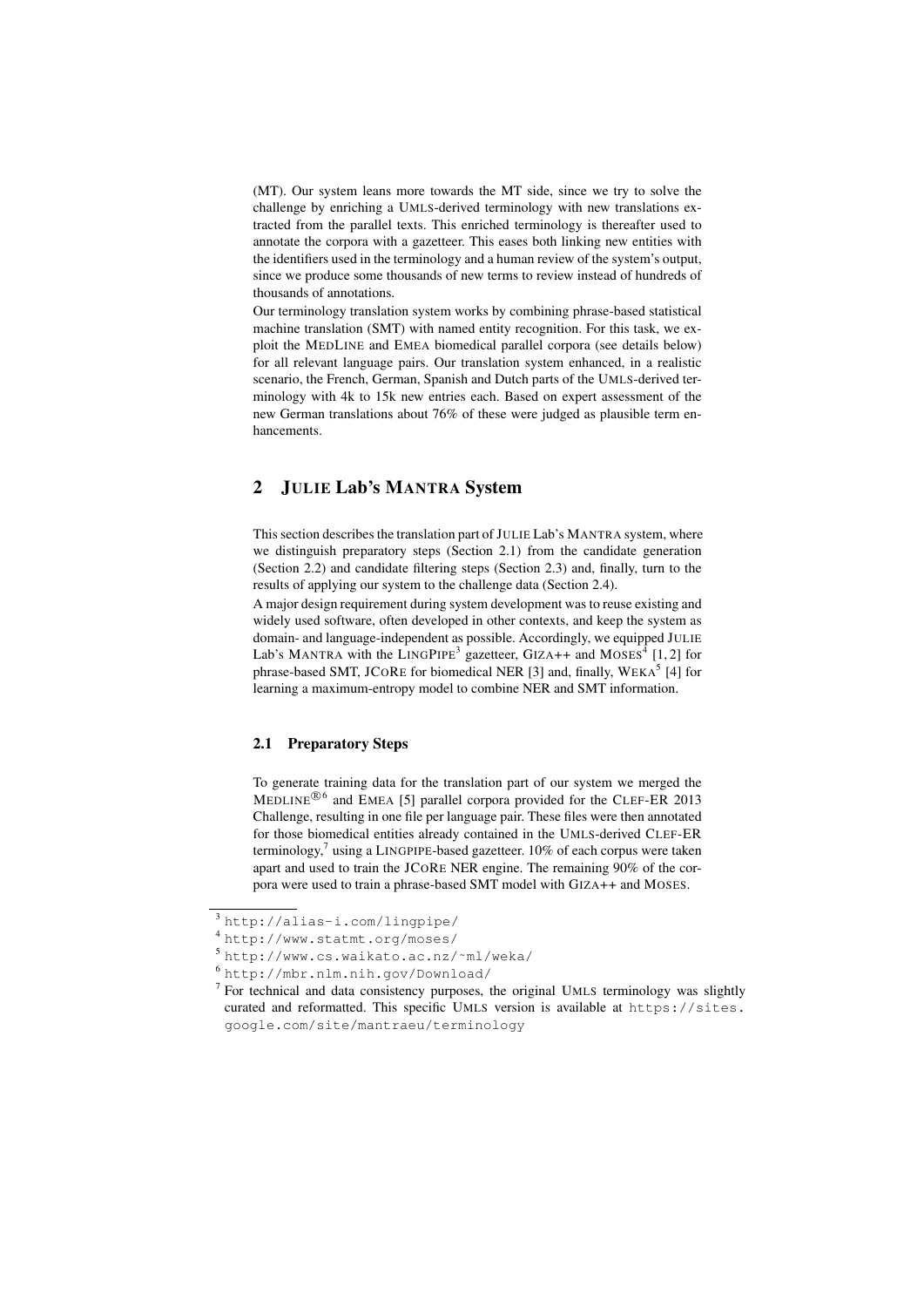(MT). Our system leans more towards the MT side, since we try to solve the challenge by enriching a UMLS-derived terminology with new translations extracted from the parallel texts. This enriched terminology is thereafter used to annotate the corpora with a gazetteer. This eases both linking new entities with the identifiers used in the terminology and a human review of the system's output, since we produce some thousands of new terms to review instead of hundreds of thousands of annotations.

Our terminology translation system works by combining phrase-based statistical machine translation (SMT) with named entity recognition. For this task, we exploit the MEDLINE and EMEA biomedical parallel corpora (see details below) for all relevant language pairs. Our translation system enhanced, in a realistic scenario, the French, German, Spanish and Dutch parts of the UMLS-derived terminology with 4k to 15k new entries each. Based on expert assessment of the new German translations about 76% of these were judged as plausible term enhancements.

## 2 JULIE Lab's MANTRA System

This section describes the translation part of JULIE Lab's MANTRA system, where we distinguish preparatory steps (Section 2.1) from the candidate generation (Section 2.2) and candidate filtering steps (Section 2.3) and, finally, turn to the results of applying our system to the challenge data (Section 2.4).

A major design requirement during system development was to reuse existing and widely used software, often developed in other contexts, and keep the system as domain- and language-independent as possible. Accordingly, we equipped JULIE Lab's MANTRA with the LINGPIPE[3] gazetteer, GIZA++ and MOSES[4] [1, 2] for phrase-based SMT, JCORE for biomedical NER [3] and, finally, WEKA[5] [4] for learning a maximum-entropy model to combine NER and SMT information.

### 2.1 Preparatory Steps

To generate training data for the translation part of our system we merged the MEDLINE®[6] and EMEA [5] parallel corpora provided for the CLEF-ER 2013 Challenge, resulting in one file per language pair. These files were then annotated for those biomedical entities already contained in the UMLS-derived CLEF-ER terminology,[7] using a LINGPIPE-based gazetteer. 10% of each corpus were taken apart and used to train the JCORE NER engine. The remaining 90% of the corpora were used to train a phrase-based SMT model with GIZA++ and MOSES.

[3] http://alias-i.com/lingpipe/

[4] http://www.statmt.org/moses/

[5] http://www.cs.waikato.ac.nz/~ml/weka/

[6] http://mbr.nlm.nih.gov/Download/

[7] For technical and data consistency purposes, the original UMLS terminology was slightly curated and reformatted. This specific UMLS version is available at https://sites.google.com/site/mantraeu/terminology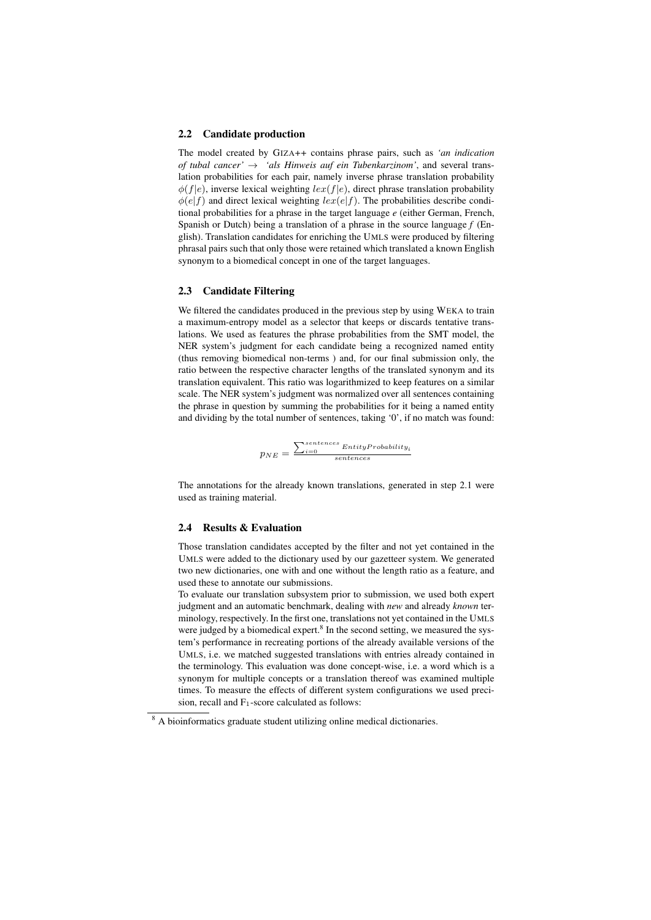### 2.2 Candidate production

The model created by GIZA++ contains phrase pairs, such as *'an indication of tubal cancer'* → *'als Hinweis auf ein Tubenkarzinom'*, and several translation probabilities for each pair, namely inverse phrase translation probability $\phi(f|e)$, inverse lexical weighting $lex(f|e)$, direct phrase translation probability $\phi(e|f)$ and direct lexical weighting $lex(e|f)$. The probabilities describe conditional probabilities for a phrase in the target language *e* (either German, French, Spanish or Dutch) being a translation of a phrase in the source language *f* (English). Translation candidates for enriching the UMLS were produced by filtering phrasal pairs such that only those were retained which translated a known English synonym to a biomedical concept in one of the target languages.

### 2.3 Candidate Filtering

We filtered the candidates produced in the previous step by using WEKA to train a maximum-entropy model as a selector that keeps or discards tentative translations. We used as features the phrase probabilities from the SMT model, the NER system's judgment for each candidate being a recognized named entity (thus removing biomedical non-terms ) and, for our final submission only, the ratio between the respective character lengths of the translated synonym and its translation equivalent. This ratio was logarithmized to keep features on a similar scale. The NER system's judgment was normalized over all sentences containing the phrase in question by summing the probabilities for it being a named entity and dividing by the total number of sentences, taking '0', if no match was found:

$$p_{NE} = \frac{\sum_{i=0}^{sentences} EntityProbability_i}{sentences}$$

The annotations for the already known translations, generated in step 2.1 were used as training material.

### 2.4 Results & Evaluation

Those translation candidates accepted by the filter and not yet contained in the UMLS were added to the dictionary used by our gazetteer system. We generated two new dictionaries, one with and one without the length ratio as a feature, and used these to annotate our submissions.

To evaluate our translation subsystem prior to submission, we used both expert judgment and an automatic benchmark, dealing with *new* and already *known* terminology, respectively. In the first one, translations not yet contained in the UMLS were judged by a biomedical expert.[8] In the second setting, we measured the system's performance in recreating portions of the already available versions of the UMLS, i.e. we matched suggested translations with entries already contained in the terminology. This evaluation was done concept-wise, i.e. a word which is a synonym for multiple concepts or a translation thereof was examined multiple times. To measure the effects of different system configurations we used precision, recall and $F_1$-score calculated as follows:

[8] A bioinformatics graduate student utilizing online medical dictionaries.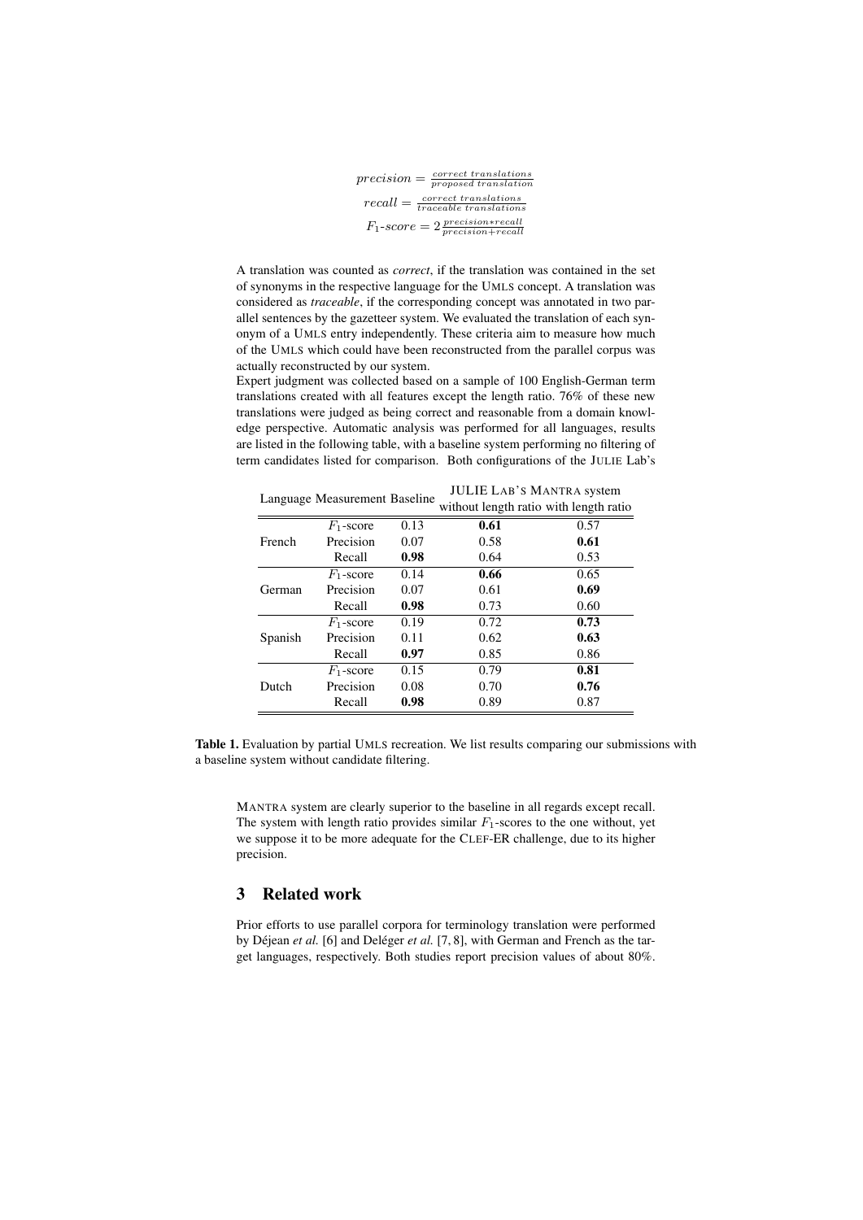$$precision = \frac{correct\ translations}{proposed\ translation}$$

$$recall = \frac{correct\ translations}{traceable\ translations}$$

$$F_1\text{-}score = 2\frac{precision * recall}{precision + recall}$$

A translation was counted as *correct*, if the translation was contained in the set of synonyms in the respective language for the UMLS concept. A translation was considered as *traceable*, if the corresponding concept was annotated in two parallel sentences by the gazetteer system. We evaluated the translation of each synonym of a UMLS entry independently. These criteria aim to measure how much of the UMLS which could have been reconstructed from the parallel corpus was actually reconstructed by our system.

Expert judgment was collected based on a sample of 100 English-German term translations created with all features except the length ratio. 76% of these new translations were judged as being correct and reasonable from a domain knowledge perspective. Automatic analysis was performed for all languages, results are listed in the following table, with a baseline system performing no filtering of term candidates listed for comparison. Both configurations of the JULIE Lab's MANTRA system are clearly superior to the baseline in all regards except recall. The system with length ratio provides similar $F_1$-scores to the one without, yet we suppose it to be more adequate for the CLEF-ER challenge, due to its higher precision.

| Language | Measurement | Baseline | JULIE LAB'S MANTRA system | |
|---|---|---|---|---|
| | | | without length ratio | with length ratio |
| French | $F_1$-score | 0.13 | **0.61** | 0.57 |
| | Precision | 0.07 | 0.58 | **0.61** |
| | Recall | **0.98** | 0.64 | 0.53 |
| German | $F_1$-score | 0.14 | **0.66** | 0.65 |
| | Precision | 0.07 | 0.61 | **0.69** |
| | Recall | **0.98** | 0.73 | 0.60 |
| Spanish | $F_1$-score | 0.19 | 0.72 | **0.73** |
| | Precision | 0.11 | 0.62 | **0.63** |
| | Recall | **0.97** | 0.85 | 0.86 |
| Dutch | $F_1$-score | 0.15 | 0.79 | **0.81** |
| | Precision | 0.08 | 0.70 | **0.76** |
| | Recall | **0.98** | 0.89 | 0.87 |

**Table 1.** Evaluation by partial UMLS recreation. We list results comparing our submissions with a baseline system without candidate filtering.

## 3 Related work

Prior efforts to use parallel corpora for terminology translation were performed by Déjean *et al.* [6] and Deléger *et al.* [7, 8], with German and French as the target languages, respectively. Both studies report precision values of about 80%.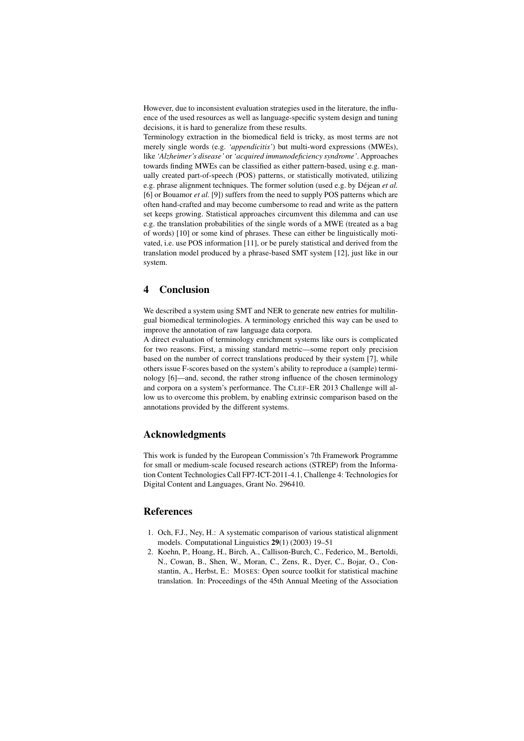However, due to inconsistent evaluation strategies used in the literature, the influence of the used resources as well as language-specific system design and tuning decisions, it is hard to generalize from these results.
Terminology extraction in the biomedical field is tricky, as most terms are not merely single words (e.g. *'appendicitis'*) but multi-word expressions (MWEs), like *'Alzheimer's disease'* or *'acquired immunodeficiency syndrome'*. Approaches towards finding MWEs can be classified as either pattern-based, using e.g. manually created part-of-speech (POS) patterns, or statistically motivated, utilizing e.g. phrase alignment techniques. The former solution (used e.g. by Déjean *et al.* [6] or Bouamor *et al.* [9]) suffers from the need to supply POS patterns which are often hand-crafted and may become cumbersome to read and write as the pattern set keeps growing. Statistical approaches circumvent this dilemma and can use e.g. the translation probabilities of the single words of a MWE (treated as a bag of words) [10] or some kind of phrases. These can either be linguistically motivated, i.e. use POS information [11], or be purely statistical and derived from the translation model produced by a phrase-based SMT system [12], just like in our system.

## 4 Conclusion

We described a system using SMT and NER to generate new entries for multilingual biomedical terminologies. A terminology enriched this way can be used to improve the annotation of raw language data corpora.
A direct evaluation of terminology enrichment systems like ours is complicated for two reasons. First, a missing standard metric—some report only precision based on the number of correct translations produced by their system [7], while others issue F-scores based on the system's ability to reproduce a (sample) terminology [6]—and, second, the rather strong influence of the chosen terminology and corpora on a system's performance. The CLEF-ER 2013 Challenge will allow us to overcome this problem, by enabling extrinsic comparison based on the annotations provided by the different systems.

## Acknowledgments

This work is funded by the European Commission's 7th Framework Programme for small or medium-scale focused research actions (STREP) from the Information Content Technologies Call FP7-ICT-2011-4.1, Challenge 4: Technologies for Digital Content and Languages, Grant No. 296410.

## References

1. Och, F.J., Ney, H.: A systematic comparison of various statistical alignment models. Computational Linguistics **29**(1) (2003) 19–51
2. Koehn, P., Hoang, H., Birch, A., Callison-Burch, C., Federico, M., Bertoldi, N., Cowan, B., Shen, W., Moran, C., Zens, R., Dyer, C., Bojar, O., Constantin, A., Herbst, E.: MOSES: Open source toolkit for statistical machine translation. In: Proceedings of the 45th Annual Meeting of the Association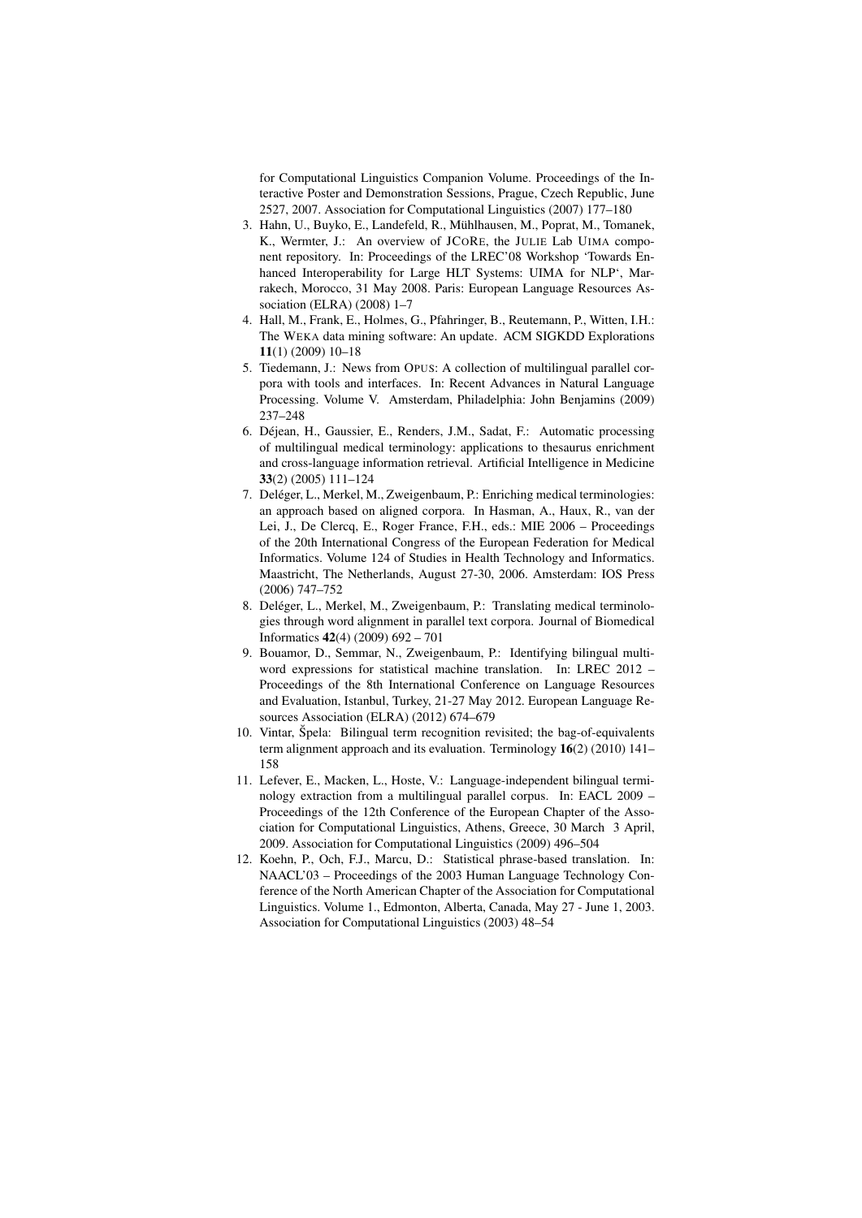for Computational Linguistics Companion Volume. Proceedings of the Interactive Poster and Demonstration Sessions, Prague, Czech Republic, June 2527, 2007. Association for Computational Linguistics (2007) 177–180

3. Hahn, U., Buyko, E., Landefeld, R., Mühlhausen, M., Poprat, M., Tomanek, K., Wermter, J.: An overview of JCoRe, the Julie Lab UIMA component repository. In: Proceedings of the LREC'08 Workshop 'Towards Enhanced Interoperability for Large HLT Systems: UIMA for NLP', Marrakech, Morocco, 31 May 2008. Paris: European Language Resources Association (ELRA) (2008) 1–7
4. Hall, M., Frank, E., Holmes, G., Pfahringer, B., Reutemann, P., Witten, I.H.: The Weka data mining software: An update. ACM SIGKDD Explorations **11**(1) (2009) 10–18
5. Tiedemann, J.: News from Opus: A collection of multilingual parallel corpora with tools and interfaces. In: Recent Advances in Natural Language Processing. Volume V. Amsterdam, Philadelphia: John Benjamins (2009) 237–248
6. Déjean, H., Gaussier, E., Renders, J.M., Sadat, F.: Automatic processing of multilingual medical terminology: applications to thesaurus enrichment and cross-language information retrieval. Artificial Intelligence in Medicine **33**(2) (2005) 111–124
7. Deléger, L., Merkel, M., Zweigenbaum, P.: Enriching medical terminologies: an approach based on aligned corpora. In Hasman, A., Haux, R., van der Lei, J., De Clercq, E., Roger France, F.H., eds.: MIE 2006 – Proceedings of the 20th International Congress of the European Federation for Medical Informatics. Volume 124 of Studies in Health Technology and Informatics. Maastricht, The Netherlands, August 27-30, 2006. Amsterdam: IOS Press (2006) 747–752
8. Deléger, L., Merkel, M., Zweigenbaum, P.: Translating medical terminologies through word alignment in parallel text corpora. Journal of Biomedical Informatics **42**(4) (2009) 692 – 701
9. Bouamor, D., Semmar, N., Zweigenbaum, P.: Identifying bilingual multi-word expressions for statistical machine translation. In: LREC 2012 – Proceedings of the 8th International Conference on Language Resources and Evaluation, Istanbul, Turkey, 21-27 May 2012. European Language Resources Association (ELRA) (2012) 674–679
10. Vintar, Špela: Bilingual term recognition revisited; the bag-of-equivalents term alignment approach and its evaluation. Terminology **16**(2) (2010) 141–158
11. Lefever, E., Macken, L., Hoste, V.: Language-independent bilingual terminology extraction from a multilingual parallel corpus. In: EACL 2009 – Proceedings of the 12th Conference of the European Chapter of the Association for Computational Linguistics, Athens, Greece, 30 March 3 April, 2009. Association for Computational Linguistics (2009) 496–504
12. Koehn, P., Och, F.J., Marcu, D.: Statistical phrase-based translation. In: NAACL'03 – Proceedings of the 2003 Human Language Technology Conference of the North American Chapter of the Association for Computational Linguistics. Volume 1., Edmonton, Alberta, Canada, May 27 - June 1, 2003. Association for Computational Linguistics (2003) 48–54